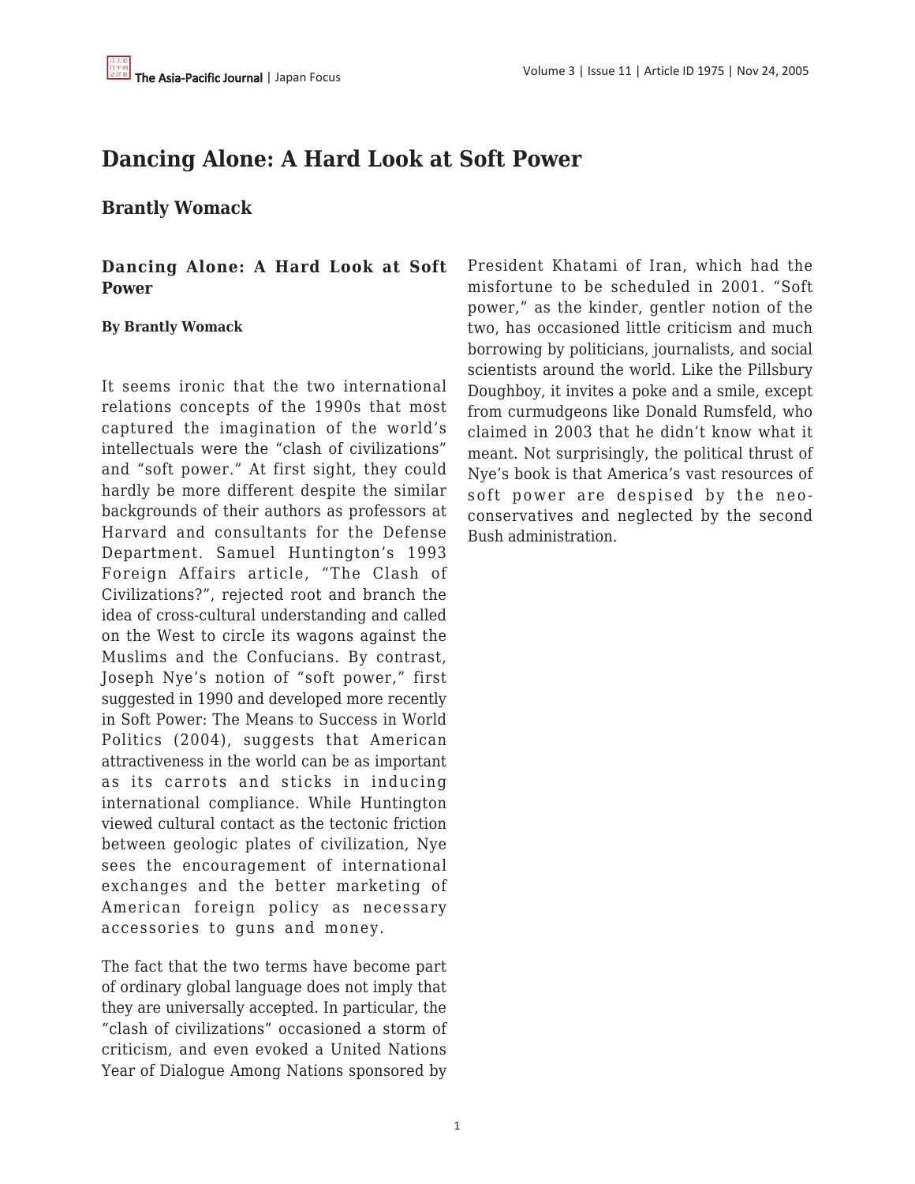# Dancing Alone: A Hard Look at Soft Power

## Brantly Womack

### Dancing Alone: A Hard Look at Soft Power

**By Brantly Womack**

It seems ironic that the two international relations concepts of the 1990s that most captured the imagination of the world's intellectuals were the "clash of civilizations" and "soft power." At first sight, they could hardly be more different despite the similar backgrounds of their authors as professors at Harvard and consultants for the Defense Department. Samuel Huntington's 1993 Foreign Affairs article, "The Clash of Civilizations?", rejected root and branch the idea of cross-cultural understanding and called on the West to circle its wagons against the Muslims and the Confucians. By contrast, Joseph Nye's notion of "soft power," first suggested in 1990 and developed more recently in Soft Power: The Means to Success in World Politics (2004), suggests that American attractiveness in the world can be as important as its carrots and sticks in inducing international compliance. While Huntington viewed cultural contact as the tectonic friction between geologic plates of civilization, Nye sees the encouragement of international exchanges and the better marketing of American foreign policy as necessary accessories to guns and money.

The fact that the two terms have become part of ordinary global language does not imply that they are universally accepted. In particular, the "clash of civilizations" occasioned a storm of criticism, and even evoked a United Nations Year of Dialogue Among Nations sponsored by President Khatami of Iran, which had the misfortune to be scheduled in 2001. "Soft power," as the kinder, gentler notion of the two, has occasioned little criticism and much borrowing by politicians, journalists, and social scientists around the world. Like the Pillsbury Doughboy, it invites a poke and a smile, except from curmudgeons like Donald Rumsfeld, who claimed in 2003 that he didn't know what it meant. Not surprisingly, the political thrust of Nye's book is that America's vast resources of soft power are despised by the neo-conservatives and neglected by the second Bush administration.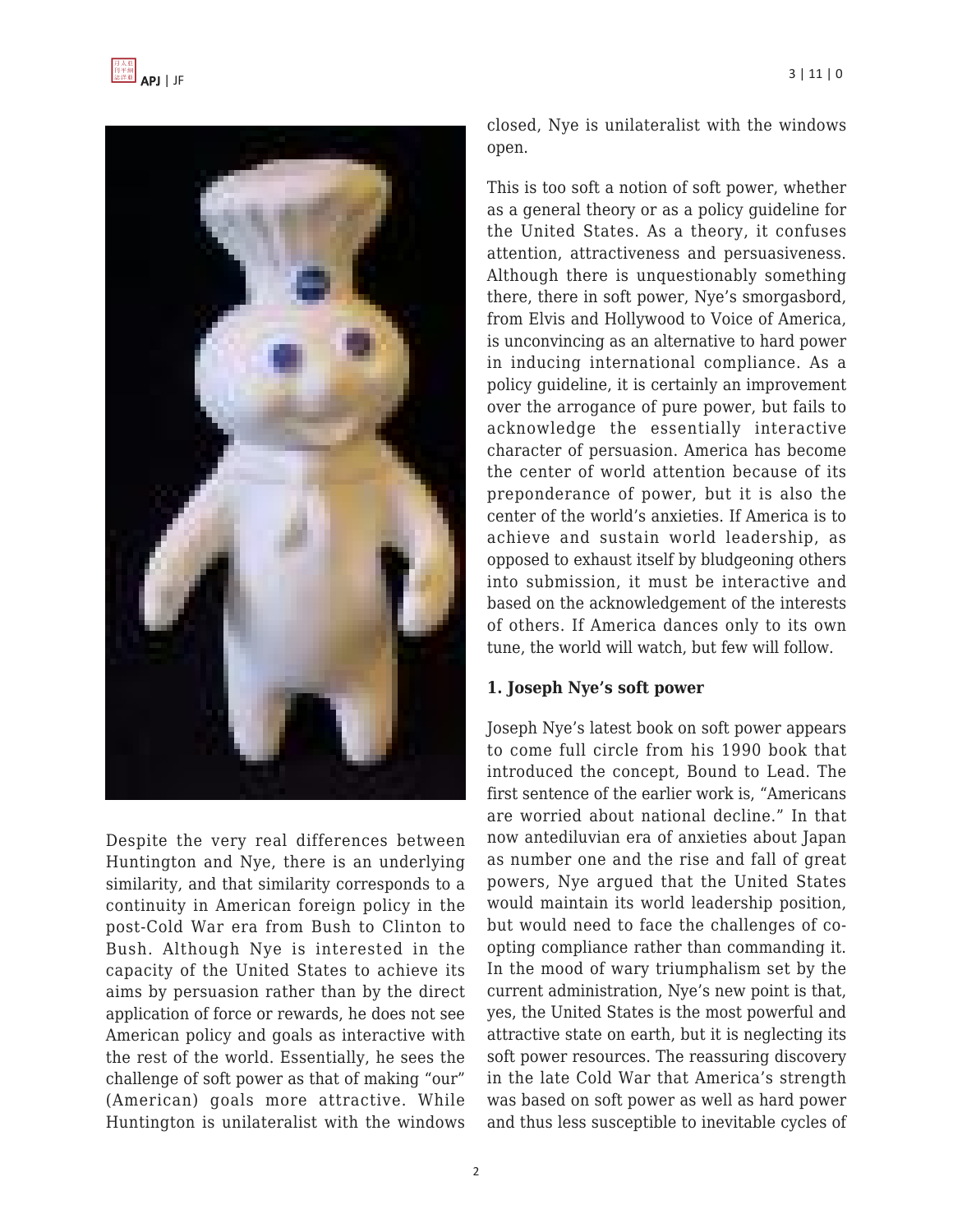Despite the very real differences between Huntington and Nye, there is an underlying similarity, and that similarity corresponds to a continuity in American foreign policy in the post-Cold War era from Bush to Clinton to Bush. Although Nye is interested in the capacity of the United States to achieve its aims by persuasion rather than by the direct application of force or rewards, he does not see American policy and goals as interactive with the rest of the world. Essentially, he sees the challenge of soft power as that of making "our" (American) goals more attractive. While Huntington is unilateralist with the windows closed, Nye is unilateralist with the windows open.

This is too soft a notion of soft power, whether as a general theory or as a policy guideline for the United States. As a theory, it confuses attention, attractiveness and persuasiveness. Although there is unquestionably something there, there in soft power, Nye's smorgasbord, from Elvis and Hollywood to Voice of America, is unconvincing as an alternative to hard power in inducing international compliance. As a policy guideline, it is certainly an improvement over the arrogance of pure power, but fails to acknowledge the essentially interactive character of persuasion. America has become the center of world attention because of its preponderance of power, but it is also the center of the world's anxieties. If America is to achieve and sustain world leadership, as opposed to exhaust itself by bludgeoning others into submission, it must be interactive and based on the acknowledgement of the interests of others. If America dances only to its own tune, the world will watch, but few will follow.

**1. Joseph Nye's soft power**

Joseph Nye's latest book on soft power appears to come full circle from his 1990 book that introduced the concept, Bound to Lead. The first sentence of the earlier work is, "Americans are worried about national decline." In that now antediluvian era of anxieties about Japan as number one and the rise and fall of great powers, Nye argued that the United States would maintain its world leadership position, but would need to face the challenges of co-opting compliance rather than commanding it. In the mood of wary triumphalism set by the current administration, Nye's new point is that, yes, the United States is the most powerful and attractive state on earth, but it is neglecting its soft power resources. The reassuring discovery in the late Cold War that America's strength was based on soft power as well as hard power and thus less susceptible to inevitable cycles of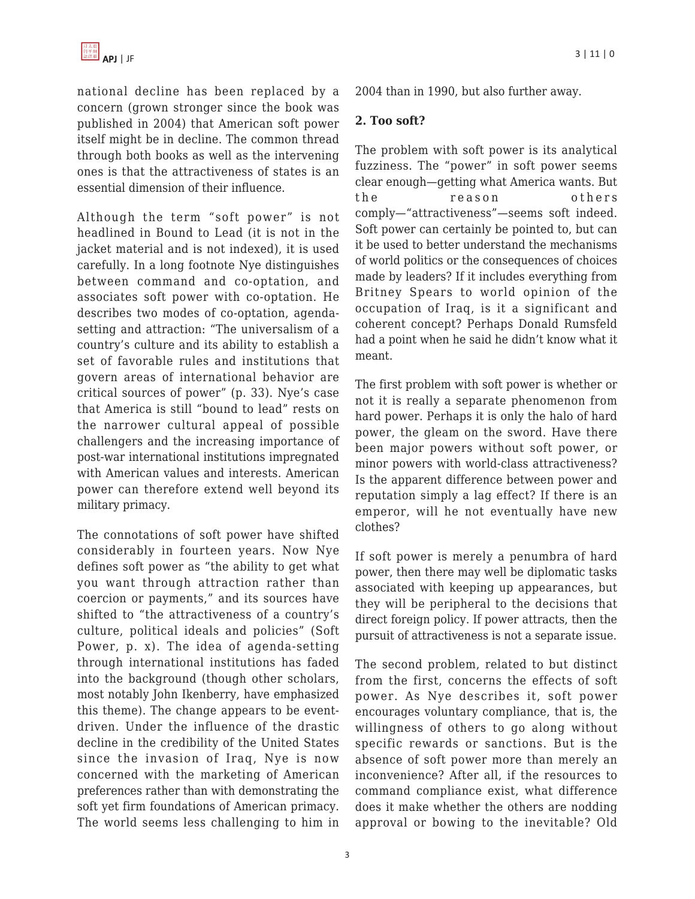national decline has been replaced by a concern (grown stronger since the book was published in 2004) that American soft power itself might be in decline. The common thread through both books as well as the intervening ones is that the attractiveness of states is an essential dimension of their influence.

Although the term "soft power" is not headlined in Bound to Lead (it is not in the jacket material and is not indexed), it is used carefully. In a long footnote Nye distinguishes between command and co-optation, and associates soft power with co-optation. He describes two modes of co-optation, agenda-setting and attraction: "The universalism of a country's culture and its ability to establish a set of favorable rules and institutions that govern areas of international behavior are critical sources of power" (p. 33). Nye's case that America is still "bound to lead" rests on the narrower cultural appeal of possible challengers and the increasing importance of post-war international institutions impregnated with American values and interests. American power can therefore extend well beyond its military primacy.

The connotations of soft power have shifted considerably in fourteen years. Now Nye defines soft power as "the ability to get what you want through attraction rather than coercion or payments," and its sources have shifted to "the attractiveness of a country's culture, political ideals and policies" (Soft Power, p. x). The idea of agenda-setting through international institutions has faded into the background (though other scholars, most notably John Ikenberry, have emphasized this theme). The change appears to be event-driven. Under the influence of the drastic decline in the credibility of the United States since the invasion of Iraq, Nye is now concerned with the marketing of American preferences rather than with demonstrating the soft yet firm foundations of American primacy. The world seems less challenging to him in 2004 than in 1990, but also further away.

**2. Too soft?**

The problem with soft power is its analytical fuzziness. The "power" in soft power seems clear enough—getting what America wants. But the reason others comply—"attractiveness"—seems soft indeed. Soft power can certainly be pointed to, but can it be used to better understand the mechanisms of world politics or the consequences of choices made by leaders? If it includes everything from Britney Spears to world opinion of the occupation of Iraq, is it a significant and coherent concept? Perhaps Donald Rumsfeld had a point when he said he didn't know what it meant.

The first problem with soft power is whether or not it is really a separate phenomenon from hard power. Perhaps it is only the halo of hard power, the gleam on the sword. Have there been major powers without soft power, or minor powers with world-class attractiveness? Is the apparent difference between power and reputation simply a lag effect? If there is an emperor, will he not eventually have new clothes?

If soft power is merely a penumbra of hard power, then there may well be diplomatic tasks associated with keeping up appearances, but they will be peripheral to the decisions that direct foreign policy. If power attracts, then the pursuit of attractiveness is not a separate issue.

The second problem, related to but distinct from the first, concerns the effects of soft power. As Nye describes it, soft power encourages voluntary compliance, that is, the willingness of others to go along without specific rewards or sanctions. But is the absence of soft power more than merely an inconvenience? After all, if the resources to command compliance exist, what difference does it make whether the others are nodding approval or bowing to the inevitable? Old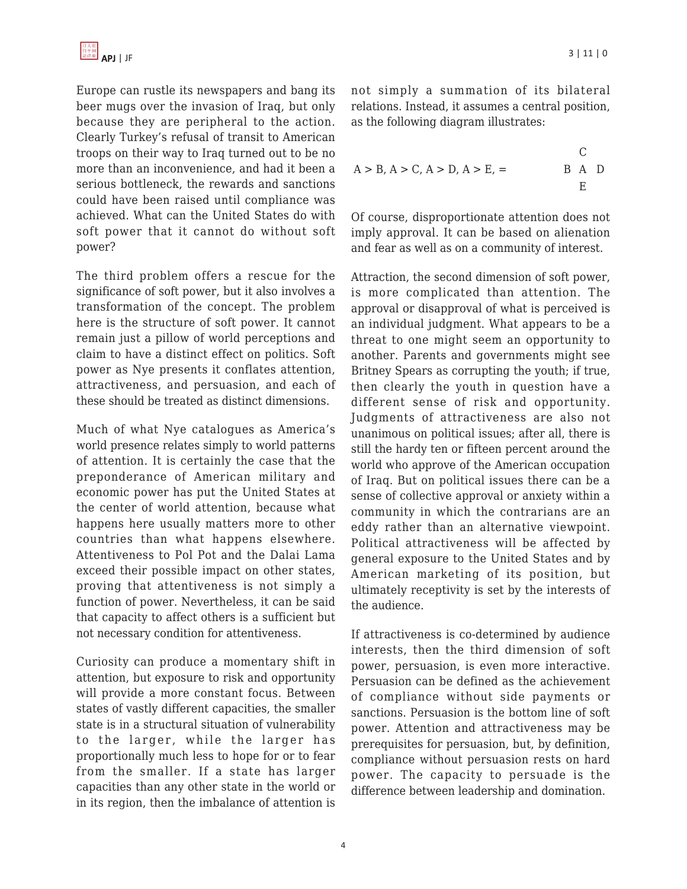Europe can rustle its newspapers and bang its beer mugs over the invasion of Iraq, but only because they are peripheral to the action. Clearly Turkey's refusal of transit to American troops on their way to Iraq turned out to be no more than an inconvenience, and had it been a serious bottleneck, the rewards and sanctions could have been raised until compliance was achieved. What can the United States do with soft power that it cannot do without soft power?

The third problem offers a rescue for the significance of soft power, but it also involves a transformation of the concept. The problem here is the structure of soft power. It cannot remain just a pillow of world perceptions and claim to have a distinct effect on politics. Soft power as Nye presents it conflates attention, attractiveness, and persuasion, and each of these should be treated as distinct dimensions.

Much of what Nye catalogues as America's world presence relates simply to world patterns of attention. It is certainly the case that the preponderance of American military and economic power has put the United States at the center of world attention, because what happens here usually matters more to other countries than what happens elsewhere. Attentiveness to Pol Pot and the Dalai Lama exceed their possible impact on other states, proving that attentiveness is not simply a function of power. Nevertheless, it can be said that capacity to affect others is a sufficient but not necessary condition for attentiveness.

Curiosity can produce a momentary shift in attention, but exposure to risk and opportunity will provide a more constant focus. Between states of vastly different capacities, the smaller state is in a structural situation of vulnerability to the larger, while the larger has proportionally much less to hope for or to fear from the smaller. If a state has larger capacities than any other state in the world or in its region, then the imbalance of attention is not simply a summation of its bilateral relations. Instead, it assumes a central position, as the following diagram illustrates:

```
                                      C
A > B, A > C, A > D, A > E, =       B A D
                                      E
```

Of course, disproportionate attention does not imply approval. It can be based on alienation and fear as well as on a community of interest.

Attraction, the second dimension of soft power, is more complicated than attention. The approval or disapproval of what is perceived is an individual judgment. What appears to be a threat to one might seem an opportunity to another. Parents and governments might see Britney Spears as corrupting the youth; if true, then clearly the youth in question have a different sense of risk and opportunity. Judgments of attractiveness are also not unanimous on political issues; after all, there is still the hardy ten or fifteen percent around the world who approve of the American occupation of Iraq. But on political issues there can be a sense of collective approval or anxiety within a community in which the contrarians are an eddy rather than an alternative viewpoint. Political attractiveness will be affected by general exposure to the United States and by American marketing of its position, but ultimately receptivity is set by the interests of the audience.

If attractiveness is co-determined by audience interests, then the third dimension of soft power, persuasion, is even more interactive. Persuasion can be defined as the achievement of compliance without side payments or sanctions. Persuasion is the bottom line of soft power. Attention and attractiveness may be prerequisites for persuasion, but, by definition, compliance without persuasion rests on hard power. The capacity to persuade is the difference between leadership and domination.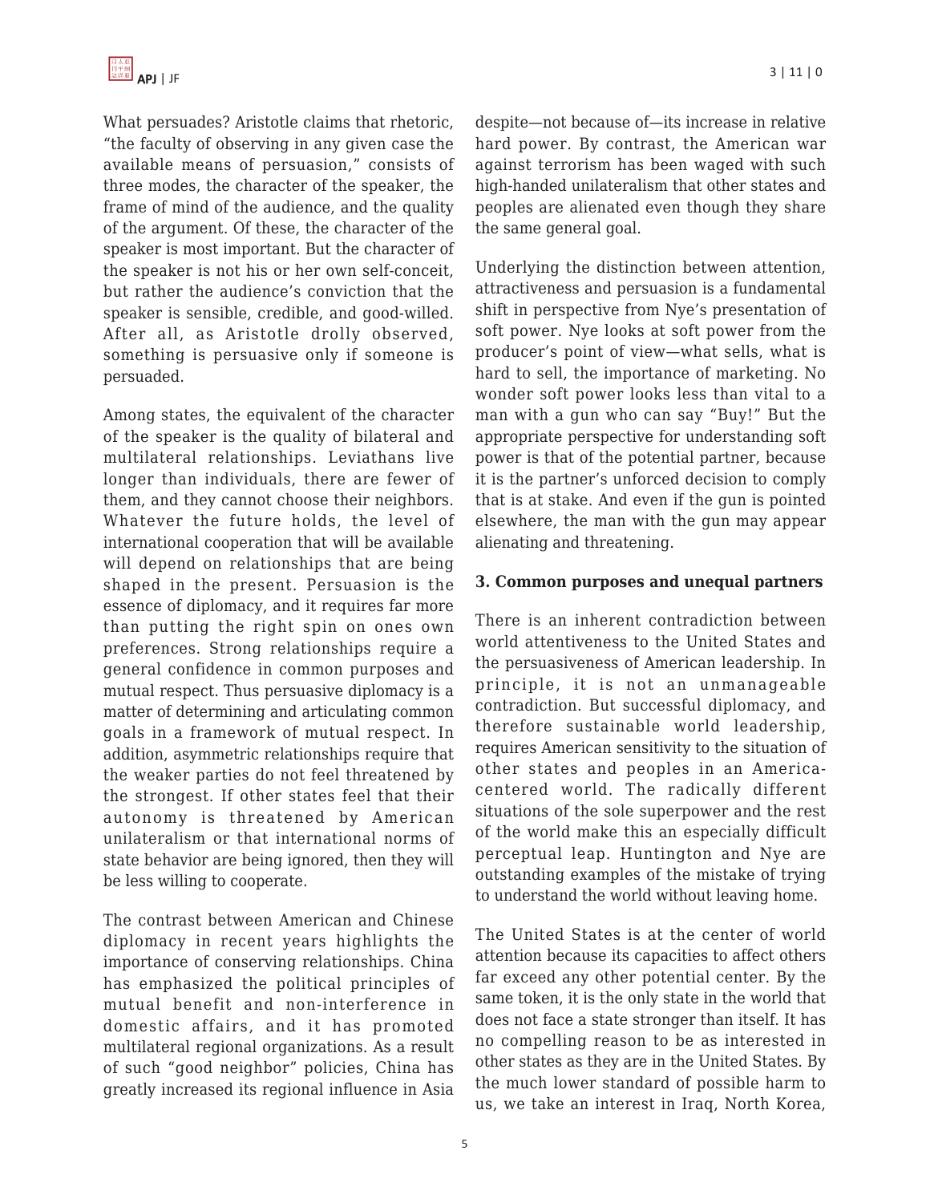What persuades? Aristotle claims that rhetoric, "the faculty of observing in any given case the available means of persuasion," consists of three modes, the character of the speaker, the frame of mind of the audience, and the quality of the argument. Of these, the character of the speaker is most important. But the character of the speaker is not his or her own self-conceit, but rather the audience's conviction that the speaker is sensible, credible, and good-willed. After all, as Aristotle drolly observed, something is persuasive only if someone is persuaded.

Among states, the equivalent of the character of the speaker is the quality of bilateral and multilateral relationships. Leviathans live longer than individuals, there are fewer of them, and they cannot choose their neighbors. Whatever the future holds, the level of international cooperation that will be available will depend on relationships that are being shaped in the present. Persuasion is the essence of diplomacy, and it requires far more than putting the right spin on ones own preferences. Strong relationships require a general confidence in common purposes and mutual respect. Thus persuasive diplomacy is a matter of determining and articulating common goals in a framework of mutual respect. In addition, asymmetric relationships require that the weaker parties do not feel threatened by the strongest. If other states feel that their autonomy is threatened by American unilateralism or that international norms of state behavior are being ignored, then they will be less willing to cooperate.

The contrast between American and Chinese diplomacy in recent years highlights the importance of conserving relationships. China has emphasized the political principles of mutual benefit and non-interference in domestic affairs, and it has promoted multilateral regional organizations. As a result of such "good neighbor" policies, China has greatly increased its regional influence in Asia despite—not because of—its increase in relative hard power. By contrast, the American war against terrorism has been waged with such high-handed unilateralism that other states and peoples are alienated even though they share the same general goal.

Underlying the distinction between attention, attractiveness and persuasion is a fundamental shift in perspective from Nye's presentation of soft power. Nye looks at soft power from the producer's point of view—what sells, what is hard to sell, the importance of marketing. No wonder soft power looks less than vital to a man with a gun who can say "Buy!" But the appropriate perspective for understanding soft power is that of the potential partner, because it is the partner's unforced decision to comply that is at stake. And even if the gun is pointed elsewhere, the man with the gun may appear alienating and threatening.

### 3. Common purposes and unequal partners

There is an inherent contradiction between world attentiveness to the United States and the persuasiveness of American leadership. In principle, it is not an unmanageable contradiction. But successful diplomacy, and therefore sustainable world leadership, requires American sensitivity to the situation of other states and peoples in an America-centered world. The radically different situations of the sole superpower and the rest of the world make this an especially difficult perceptual leap. Huntington and Nye are outstanding examples of the mistake of trying to understand the world without leaving home.

The United States is at the center of world attention because its capacities to affect others far exceed any other potential center. By the same token, it is the only state in the world that does not face a state stronger than itself. It has no compelling reason to be as interested in other states as they are in the United States. By the much lower standard of possible harm to us, we take an interest in Iraq, North Korea,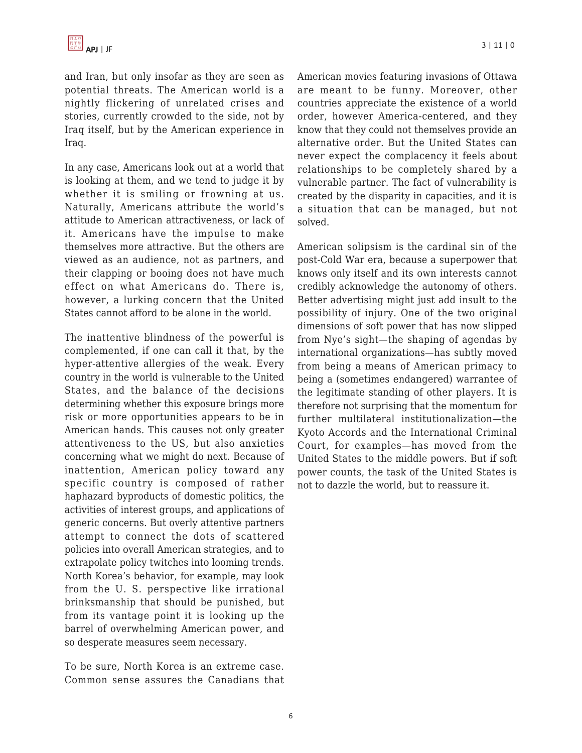and Iran, but only insofar as they are seen as potential threats. The American world is a nightly flickering of unrelated crises and stories, currently crowded to the side, not by Iraq itself, but by the American experience in Iraq.

In any case, Americans look out at a world that is looking at them, and we tend to judge it by whether it is smiling or frowning at us. Naturally, Americans attribute the world's attitude to American attractiveness, or lack of it. Americans have the impulse to make themselves more attractive. But the others are viewed as an audience, not as partners, and their clapping or booing does not have much effect on what Americans do. There is, however, a lurking concern that the United States cannot afford to be alone in the world.

The inattentive blindness of the powerful is complemented, if one can call it that, by the hyper-attentive allergies of the weak. Every country in the world is vulnerable to the United States, and the balance of the decisions determining whether this exposure brings more risk or more opportunities appears to be in American hands. This causes not only greater attentiveness to the US, but also anxieties concerning what we might do next. Because of inattention, American policy toward any specific country is composed of rather haphazard byproducts of domestic politics, the activities of interest groups, and applications of generic concerns. But overly attentive partners attempt to connect the dots of scattered policies into overall American strategies, and to extrapolate policy twitches into looming trends. North Korea's behavior, for example, may look from the U. S. perspective like irrational brinksmanship that should be punished, but from its vantage point it is looking up the barrel of overwhelming American power, and so desperate measures seem necessary.

To be sure, North Korea is an extreme case. Common sense assures the Canadians that American movies featuring invasions of Ottawa are meant to be funny. Moreover, other countries appreciate the existence of a world order, however America-centered, and they know that they could not themselves provide an alternative order. But the United States can never expect the complacency it feels about relationships to be completely shared by a vulnerable partner. The fact of vulnerability is created by the disparity in capacities, and it is a situation that can be managed, but not solved.

American solipsism is the cardinal sin of the post-Cold War era, because a superpower that knows only itself and its own interests cannot credibly acknowledge the autonomy of others. Better advertising might just add insult to the possibility of injury. One of the two original dimensions of soft power that has now slipped from Nye's sight—the shaping of agendas by international organizations—has subtly moved from being a means of American primacy to being a (sometimes endangered) warrantee of the legitimate standing of other players. It is therefore not surprising that the momentum for further multilateral institutionalization—the Kyoto Accords and the International Criminal Court, for examples—has moved from the United States to the middle powers. But if soft power counts, the task of the United States is not to dazzle the world, but to reassure it.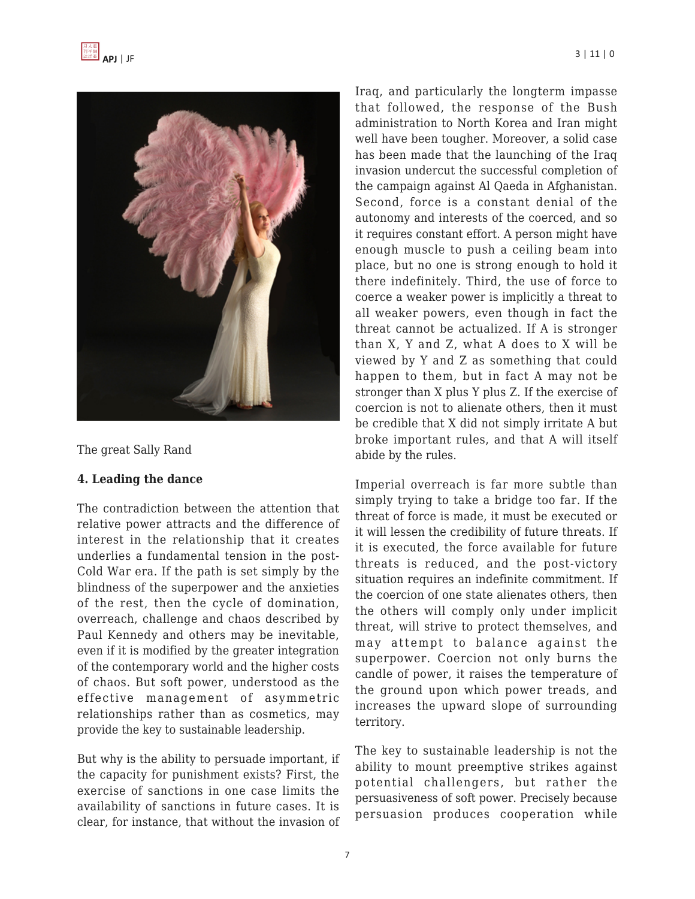The great Sally Rand

**4. Leading the dance**

The contradiction between the attention that relative power attracts and the difference of interest in the relationship that it creates underlies a fundamental tension in the post-Cold War era. If the path is set simply by the blindness of the superpower and the anxieties of the rest, then the cycle of domination, overreach, challenge and chaos described by Paul Kennedy and others may be inevitable, even if it is modified by the greater integration of the contemporary world and the higher costs of chaos. But soft power, understood as the effective management of asymmetric relationships rather than as cosmetics, may provide the key to sustainable leadership.

But why is the ability to persuade important, if the capacity for punishment exists? First, the exercise of sanctions in one case limits the availability of sanctions in future cases. It is clear, for instance, that without the invasion of Iraq, and particularly the longterm impasse that followed, the response of the Bush administration to North Korea and Iran might well have been tougher. Moreover, a solid case has been made that the launching of the Iraq invasion undercut the successful completion of the campaign against Al Qaeda in Afghanistan. Second, force is a constant denial of the autonomy and interests of the coerced, and so it requires constant effort. A person might have enough muscle to push a ceiling beam into place, but no one is strong enough to hold it there indefinitely. Third, the use of force to coerce a weaker power is implicitly a threat to all weaker powers, even though in fact the threat cannot be actualized. If A is stronger than X, Y and Z, what A does to X will be viewed by Y and Z as something that could happen to them, but in fact A may not be stronger than X plus Y plus Z. If the exercise of coercion is not to alienate others, then it must be credible that X did not simply irritate A but broke important rules, and that A will itself abide by the rules.

Imperial overreach is far more subtle than simply trying to take a bridge too far. If the threat of force is made, it must be executed or it will lessen the credibility of future threats. If it is executed, the force available for future threats is reduced, and the post-victory situation requires an indefinite commitment. If the coercion of one state alienates others, then the others will comply only under implicit threat, will strive to protect themselves, and may attempt to balance against the superpower. Coercion not only burns the candle of power, it raises the temperature of the ground upon which power treads, and increases the upward slope of surrounding territory.

The key to sustainable leadership is not the ability to mount preemptive strikes against potential challengers, but rather the persuasiveness of soft power. Precisely because persuasion produces cooperation while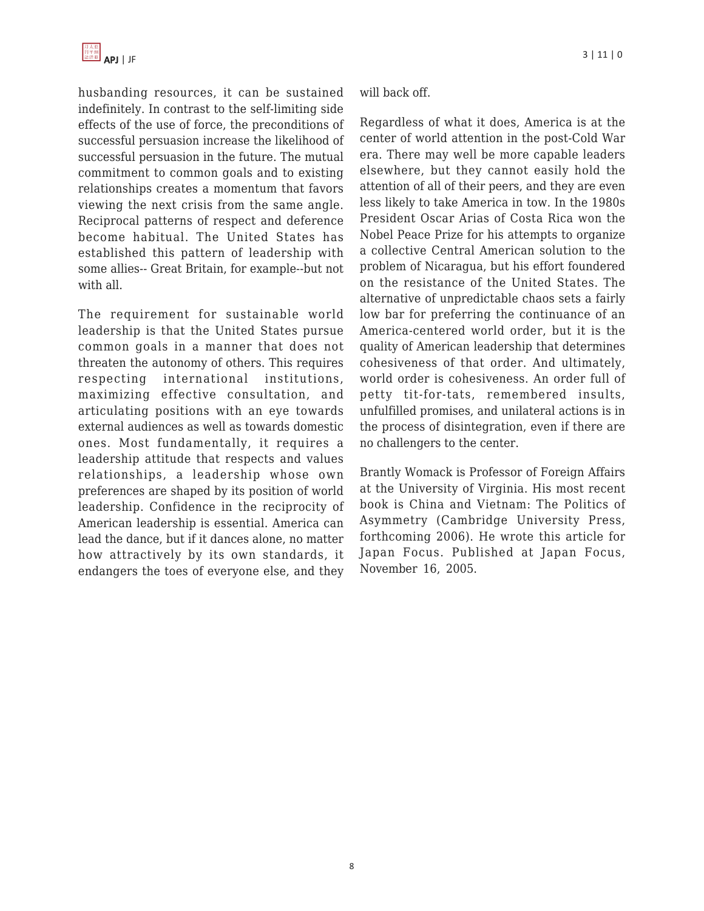husbanding resources, it can be sustained indefinitely. In contrast to the self-limiting side effects of the use of force, the preconditions of successful persuasion increase the likelihood of successful persuasion in the future. The mutual commitment to common goals and to existing relationships creates a momentum that favors viewing the next crisis from the same angle. Reciprocal patterns of respect and deference become habitual. The United States has established this pattern of leadership with some allies-- Great Britain, for example--but not with all.

The requirement for sustainable world leadership is that the United States pursue common goals in a manner that does not threaten the autonomy of others. This requires respecting international institutions, maximizing effective consultation, and articulating positions with an eye towards external audiences as well as towards domestic ones. Most fundamentally, it requires a leadership attitude that respects and values relationships, a leadership whose own preferences are shaped by its position of world leadership. Confidence in the reciprocity of American leadership is essential. America can lead the dance, but if it dances alone, no matter how attractively by its own standards, it endangers the toes of everyone else, and they will back off.

Regardless of what it does, America is at the center of world attention in the post-Cold War era. There may well be more capable leaders elsewhere, but they cannot easily hold the attention of all of their peers, and they are even less likely to take America in tow. In the 1980s President Oscar Arias of Costa Rica won the Nobel Peace Prize for his attempts to organize a collective Central American solution to the problem of Nicaragua, but his effort foundered on the resistance of the United States. The alternative of unpredictable chaos sets a fairly low bar for preferring the continuance of an America-centered world order, but it is the quality of American leadership that determines cohesiveness of that order. And ultimately, world order is cohesiveness. An order full of petty tit-for-tats, remembered insults, unfulfilled promises, and unilateral actions is in the process of disintegration, even if there are no challengers to the center.

Brantly Womack is Professor of Foreign Affairs at the University of Virginia. His most recent book is China and Vietnam: The Politics of Asymmetry (Cambridge University Press, forthcoming 2006). He wrote this article for Japan Focus. Published at Japan Focus, November 16, 2005.